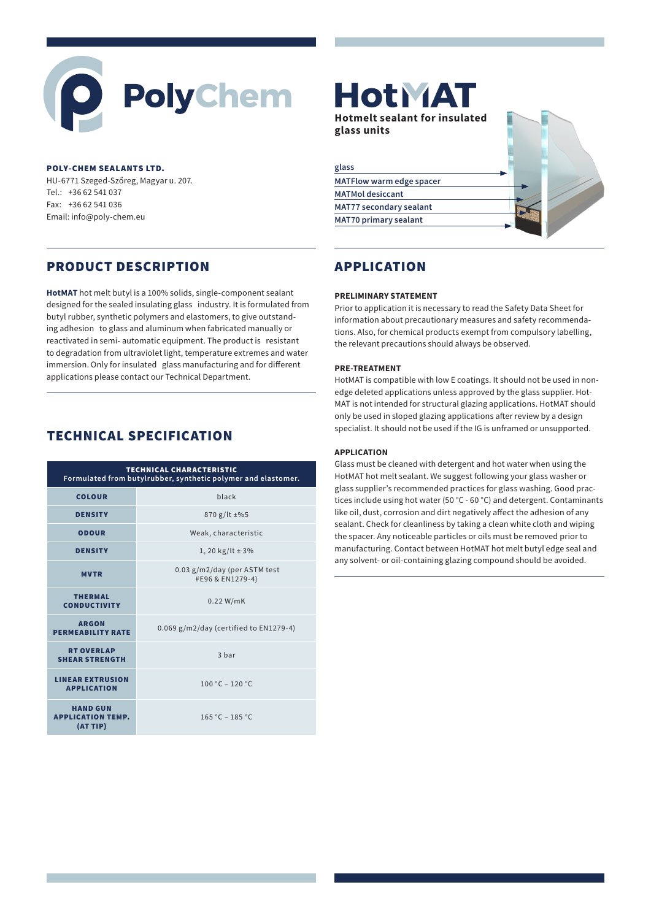PolyChem

**POLY-CHEM SEALANTS LTD.**
HU-6771 Szeged-Szőreg, Magyar u. 207.
Tel.: +36 62 541 037
Fax: +36 62 541 036
Email: info@poly-chem.eu

# HotMAT

**Hotmelt sealant for insulated glass units**

- glass
- MATFlow warm edge spacer
- MATMol desiccant
- MAT77 secondary sealant
- MAT70 primary sealant

## PRODUCT DESCRIPTION

**HotMAT** hot melt butyl is a 100% solids, single-component sealant designed for the sealed insulating glass industry. It is formulated from butyl rubber, synthetic polymers and elastomers, to give outstanding adhesion to glass and aluminum when fabricated manually or reactivated in semi- automatic equipment. The product is resistant to degradation from ultraviolet light, temperature extremes and water immersion. Only for insulated glass manufacturing and for different applications please contact our Technical Department.

## TECHNICAL SPECIFICATION

| TECHNICAL CHARACTERISTIC<br>Formulated from butylrubber, synthetic polymer and elastomer. | |
|---|---|
| COLOUR | black |
| DENSITY | 870 g/lt ±%5 |
| ODOUR | Weak, characteristic |
| DENSITY | 1, 20 kg/lt ± 3% |
| MVTR | 0.03 g/m2/day (per ASTM test #E96 & EN1279-4) |
| THERMAL CONDUCTIVITY | 0.22 W/mK |
| ARGON PERMEABILITY RATE | 0.069 g/m2/day (certified to EN1279-4) |
| RT OVERLAP SHEAR STRENGTH | 3 bar |
| LINEAR EXTRUSION APPLICATION | 100 °C – 120 °C |
| HAND GUN APPLICATION TEMP. (AT TIP) | 165 °C – 185 °C |

## APPLICATION

### PRELIMINARY STATEMENT

Prior to application it is necessary to read the Safety Data Sheet for information about precautionary measures and safety recommendations. Also, for chemical products exempt from compulsory labelling, the relevant precautions should always be observed.

### PRE-TREATMENT

HotMAT is compatible with low E coatings. It should not be used in non-edge deleted applications unless approved by the glass supplier. HotMAT is not intended for structural glazing applications. HotMAT should only be used in sloped glazing applications after review by a design specialist. It should not be used if the IG is unframed or unsupported.

### APPLICATION

Glass must be cleaned with detergent and hot water when using the HotMAT hot melt sealant. We suggest following your glass washer or glass supplier's recommended practices for glass washing. Good practices include using hot water (50 °C - 60 °C) and detergent. Contaminants like oil, dust, corrosion and dirt negatively affect the adhesion of any sealant. Check for cleanliness by taking a clean white cloth and wiping the spacer. Any noticeable particles or oils must be removed prior to manufacturing. Contact between HotMAT hot melt butyl edge seal and any solvent- or oil-containing glazing compound should be avoided.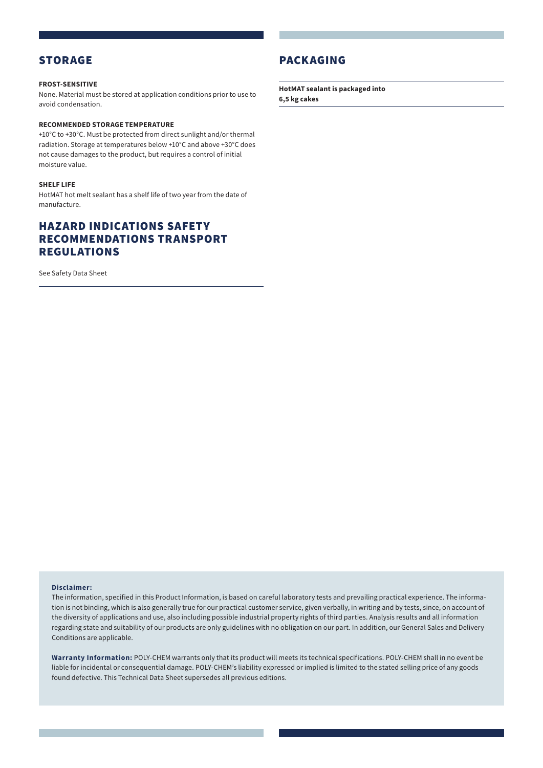## STORAGE

**FROST-SENSITIVE**

None. Material must be stored at application conditions prior to use to avoid condensation.

**RECOMMENDED STORAGE TEMPERATURE**

+10°C to +30°C. Must be protected from direct sunlight and/or thermal radiation. Storage at temperatures below +10°C and above +30°C does not cause damages to the product, but requires a control of initial moisture value.

**SHELF LIFE**

HotMAT hot melt sealant has a shelf life of two year from the date of manufacture.

## HAZARD INDICATIONS SAFETY RECOMMENDATIONS TRANSPORT REGULATIONS

See Safety Data Sheet

## PACKAGING

**HotMAT sealant is packaged into 6,5 kg cakes**

**Disclaimer:**

The information, specified in this Product Information, is based on careful laboratory tests and prevailing practical experience. The information is not binding, which is also generally true for our practical customer service, given verbally, in writing and by tests, since, on account of the diversity of applications and use, also including possible industrial property rights of third parties. Analysis results and all information regarding state and suitability of our products are only guidelines with no obligation on our part. In addition, our General Sales and Delivery Conditions are applicable.

**Warranty Information:** POLY-CHEM warrants only that its product will meets its technical specifications. POLY-CHEM shall in no event be liable for incidental or consequential damage. POLY-CHEM's liability expressed or implied is limited to the stated selling price of any goods found defective. This Technical Data Sheet supersedes all previous editions.